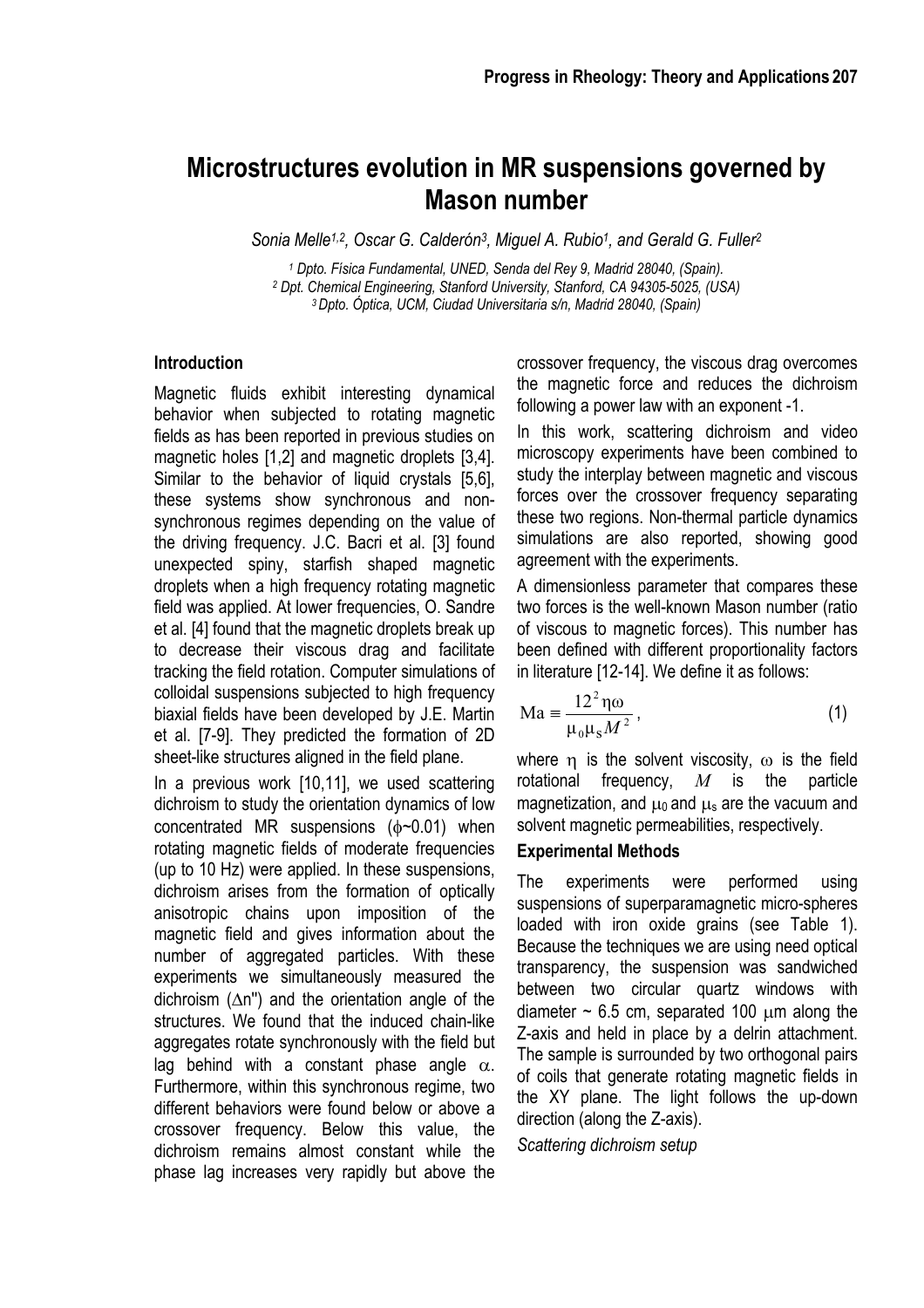# Microstructures evolution in MR suspensions governed by Mason number

*Sonia Melle[1,2], Oscar G. Calderón[3], Miguel A. Rubio[1], and Gerald G. Fuller[2]*

[1] Dpto. Física Fundamental, UNED, Senda del Rey 9, Madrid 28040, (Spain).
[2] Dpt. Chemical Engineering, Stanford University, Stanford, CA 94305-5025, (USA)
[3] Dpto. Óptica, UCM, Ciudad Universitaria s/n, Madrid 28040, (Spain)

## Introduction

Magnetic fluids exhibit interesting dynamical behavior when subjected to rotating magnetic fields as has been reported in previous studies on magnetic holes [1,2] and magnetic droplets [3,4]. Similar to the behavior of liquid crystals [5,6], these systems show synchronous and non-synchronous regimes depending on the value of the driving frequency. J.C. Bacri et al. [3] found unexpected spiny, starfish shaped magnetic droplets when a high frequency rotating magnetic field was applied. At lower frequencies, O. Sandre et al. [4] found that the magnetic droplets break up to decrease their viscous drag and facilitate tracking the field rotation. Computer simulations of colloidal suspensions subjected to high frequency biaxial fields have been developed by J.E. Martin et al. [7-9]. They predicted the formation of 2D sheet-like structures aligned in the field plane.

In a previous work [10,11], we used scattering dichroism to study the orientation dynamics of low concentrated MR suspensions ($\phi$~0.01) when rotating magnetic fields of moderate frequencies (up to 10 Hz) were applied. In these suspensions, dichroism arises from the formation of optically anisotropic chains upon imposition of the magnetic field and gives information about the number of aggregated particles. With these experiments we simultaneously measured the dichroism ($\Delta n''$) and the orientation angle of the structures. We found that the induced chain-like aggregates rotate synchronously with the field but lag behind with a constant phase angle $\alpha$. Furthermore, within this synchronous regime, two different behaviors were found below or above a crossover frequency. Below this value, the dichroism remains almost constant while the phase lag increases very rapidly but above the crossover frequency, the viscous drag overcomes the magnetic force and reduces the dichroism following a power law with an exponent -1.

In this work, scattering dichroism and video microscopy experiments have been combined to study the interplay between magnetic and viscous forces over the crossover frequency separating these two regions. Non-thermal particle dynamics simulations are also reported, showing good agreement with the experiments.

A dimensionless parameter that compares these two forces is the well-known Mason number (ratio of viscous to magnetic forces). This number has been defined with different proportionality factors in literature [12-14]. We define it as follows:

$$\mathrm{Ma} \equiv \frac{12^2 \eta \omega}{\mu_0 \mu_S M^2}, \tag{1}$$

where $\eta$ is the solvent viscosity, $\omega$ is the field rotational frequency, $M$ is the particle magnetization, and $\mu_0$ and $\mu_s$ are the vacuum and solvent magnetic permeabilities, respectively.

## Experimental Methods

The experiments were performed using suspensions of superparamagnetic micro-spheres loaded with iron oxide grains (see Table 1). Because the techniques we are using need optical transparency, the suspension was sandwiched between two circular quartz windows with diameter ~ 6.5 cm, separated 100 $\mu$m along the Z-axis and held in place by a delrin attachment. The sample is surrounded by two orthogonal pairs of coils that generate rotating magnetic fields in the XY plane. The light follows the up-down direction (along the Z-axis).

*Scattering dichroism setup*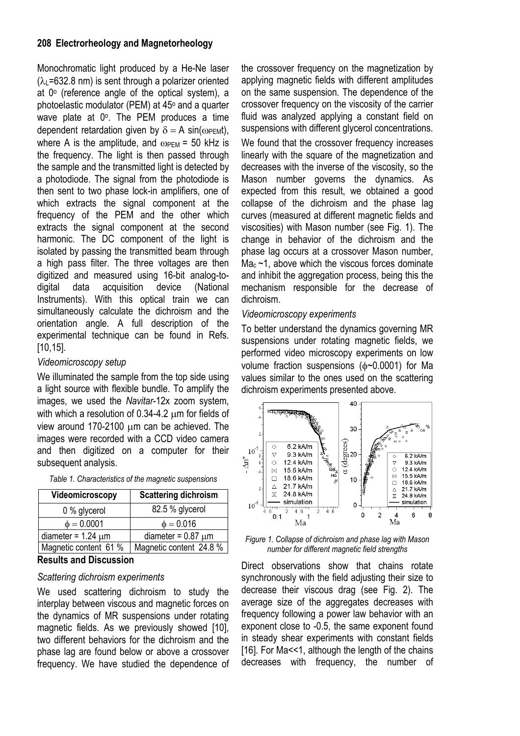Monochromatic light produced by a He-Ne laser ($\lambda_L$=632.8 nm) is sent through a polarizer oriented at 0º (reference angle of the optical system), a photoelastic modulator (PEM) at 45º and a quarter wave plate at 0º. The PEM produces a time dependent retardation given by $\delta = A \sin(\omega_{PEM} t)$, where A is the amplitude, and $\omega_{PEM}$ = 50 kHz is the frequency. The light is then passed through the sample and the transmitted light is detected by a photodiode. The signal from the photodiode is then sent to two phase lock-in amplifiers, one of which extracts the signal component at the frequency of the PEM and the other which extracts the signal component at the second harmonic. The DC component of the light is isolated by passing the transmitted beam through a high pass filter. The three voltages are then digitized and measured using 16-bit analog-to-digital data acquisition device (National Instruments). With this optical train we can simultaneously calculate the dichroism and the orientation angle. A full description of the experimental technique can be found in Refs. [10,15].

*Videomicroscopy setup*

We illuminated the sample from the top side using a light source with flexible bundle. To amplify the images, we used the *Navitar*-12x zoom system, with which a resolution of 0.34-4.2 μm for fields of view around 170-2100 μm can be achieved. The images were recorded with a CCD video camera and then digitized on a computer for their subsequent analysis.

*Table 1. Characteristics of the magnetic suspensions*

| Videomicroscopy | Scattering dichroism |
|---|---|
| 0 % glycerol | 82.5 % glycerol |
| $\phi = 0.0001$ | $\phi = 0.016$ |
| diameter = 1.24 μm | diameter = 0.87 μm |
| Magnetic content 61 % | Magnetic content 24.8 % |

## Results and Discussion

*Scattering dichroism experiments*

We used scattering dichroism to study the interplay between viscous and magnetic forces on the dynamics of MR suspensions under rotating magnetic fields. As we previously showed [10], two different behaviors for the dichroism and the phase lag are found below or above a crossover frequency. We have studied the dependence of the crossover frequency on the magnetization by applying magnetic fields with different amplitudes on the same suspension. The dependence of the crossover frequency on the viscosity of the carrier fluid was analyzed applying a constant field on suspensions with different glycerol concentrations.

We found that the crossover frequency increases linearly with the square of the magnetization and decreases with the inverse of the viscosity, so the Mason number governs the dynamics. As expected from this result, we obtained a good collapse of the dichroism and the phase lag curves (measured at different magnetic fields and viscosities) with Mason number (see Fig. 1). The change in behavior of the dichroism and the phase lag occurs at a crossover Mason number, $Ma_c \sim 1$, above which the viscous forces dominate and inhibit the aggregation process, being this the mechanism responsible for the decrease of dichroism.

*Videomicroscopy experiments*

To better understand the dynamics governing MR suspensions under rotating magnetic fields, we performed video microscopy experiments on low volume fraction suspensions ($\phi \sim 0.0001$) for Ma values similar to the ones used on the scattering dichroism experiments presented above.

*Figure 1. Collapse of dichroism and phase lag with Mason number for different magnetic field strengths*

Direct observations show that chains rotate synchronously with the field adjusting their size to decrease their viscous drag (see Fig. 2). The average size of the aggregates decreases with frequency following a power law behavior with an exponent close to -0.5, the same exponent found in steady shear experiments with constant fields [16]. For Ma<<1, although the length of the chains decreases with frequency, the number of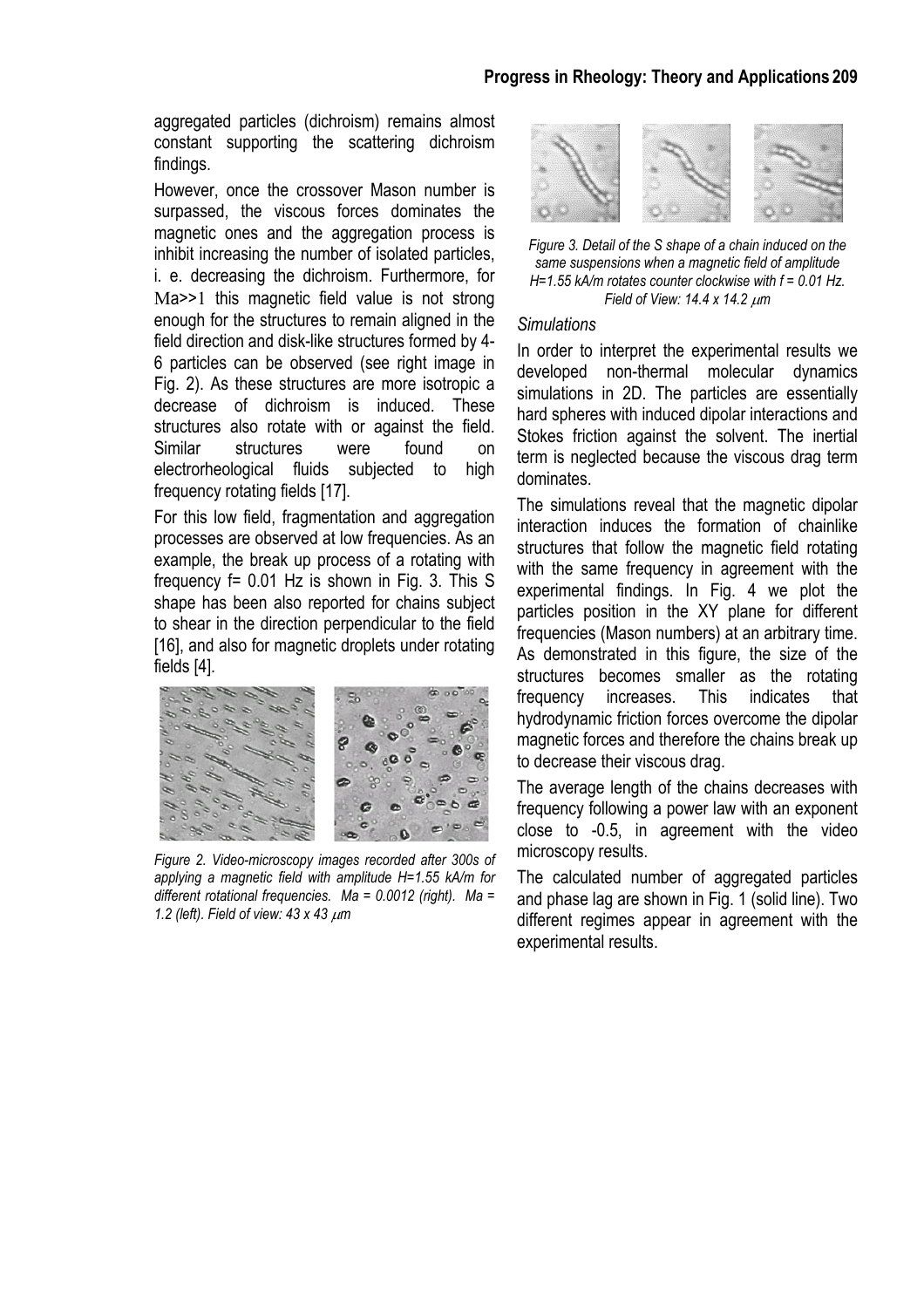aggregated particles (dichroism) remains almost constant supporting the scattering dichroism findings.

However, once the crossover Mason number is surpassed, the viscous forces dominates the magnetic ones and the aggregation process is inhibit increasing the number of isolated particles, i. e. decreasing the dichroism. Furthermore, for Ma>>1 this magnetic field value is not strong enough for the structures to remain aligned in the field direction and disk-like structures formed by 4-6 particles can be observed (see right image in Fig. 2). As these structures are more isotropic a decrease of dichroism is induced. These structures also rotate with or against the field. Similar structures were found on electrorheological fluids subjected to high frequency rotating fields [17].

For this low field, fragmentation and aggregation processes are observed at low frequencies. As an example, the break up process of a rotating with frequency f= 0.01 Hz is shown in Fig. 3. This S shape has been also reported for chains subject to shear in the direction perpendicular to the field [16], and also for magnetic droplets under rotating fields [4].

*Figure 2. Video-microscopy images recorded after 300s of applying a magnetic field with amplitude H=1.55 kA/m for different rotational frequencies. Ma = 0.0012 (right). Ma = 1.2 (left). Field of view: 43 x 43 μm*

*Figure 3. Detail of the S shape of a chain induced on the same suspensions when a magnetic field of amplitude H=1.55 kA/m rotates counter clockwise with f = 0.01 Hz. Field of View: 14.4 x 14.2 μm*

*Simulations*

In order to interpret the experimental results we developed non-thermal molecular dynamics simulations in 2D. The particles are essentially hard spheres with induced dipolar interactions and Stokes friction against the solvent. The inertial term is neglected because the viscous drag term dominates.

The simulations reveal that the magnetic dipolar interaction induces the formation of chainlike structures that follow the magnetic field rotating with the same frequency in agreement with the experimental findings. In Fig. 4 we plot the particles position in the XY plane for different frequencies (Mason numbers) at an arbitrary time. As demonstrated in this figure, the size of the structures becomes smaller as the rotating frequency increases. This indicates that hydrodynamic friction forces overcome the dipolar magnetic forces and therefore the chains break up to decrease their viscous drag.

The average length of the chains decreases with frequency following a power law with an exponent close to -0.5, in agreement with the video microscopy results.

The calculated number of aggregated particles and phase lag are shown in Fig. 1 (solid line). Two different regimes appear in agreement with the experimental results.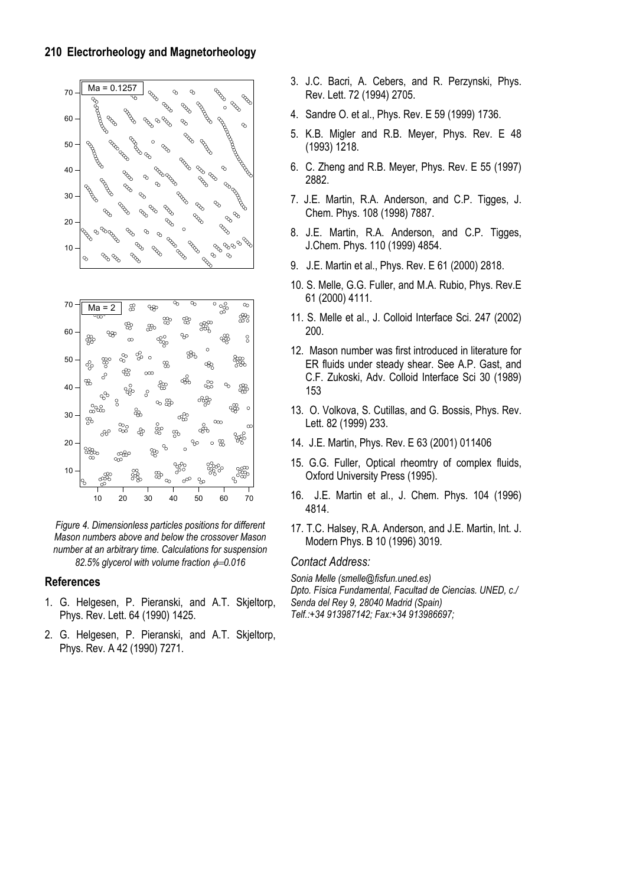Ma = 0.1257

70
60
50
40
30
20
10

Ma = 2

70
60
50
40
30
20
10

10 20 30 40 50 60 70

*Figure 4. Dimensionless particles positions for different Mason numbers above and below the crossover Mason number at an arbitrary time. Calculations for suspension 82.5% glycerol with volume fraction $\phi$=0.016*

## References

1. G. Helgesen, P. Pieranski, and A.T. Skjeltorp, Phys. Rev. Lett. 64 (1990) 1425.
2. G. Helgesen, P. Pieranski, and A.T. Skjeltorp, Phys. Rev. A 42 (1990) 7271.
3. J.C. Bacri, A. Cebers, and R. Perzynski, Phys. Rev. Lett. 72 (1994) 2705.
4. Sandre O. et al., Phys. Rev. E 59 (1999) 1736.
5. K.B. Migler and R.B. Meyer, Phys. Rev. E 48 (1993) 1218.
6. C. Zheng and R.B. Meyer, Phys. Rev. E 55 (1997) 2882.
7. J.E. Martin, R.A. Anderson, and C.P. Tigges, J. Chem. Phys. 108 (1998) 7887.
8. J.E. Martin, R.A. Anderson, and C.P. Tigges, J.Chem. Phys. 110 (1999) 4854.
9. J.E. Martin et al., Phys. Rev. E 61 (2000) 2818.
10. S. Melle, G.G. Fuller, and M.A. Rubio, Phys. Rev.E 61 (2000) 4111.
11. S. Melle et al., J. Colloid Interface Sci. 247 (2002) 200.
12. Mason number was first introduced in literature for ER fluids under steady shear. See A.P. Gast, and C.F. Zukoski, Adv. Colloid Interface Sci 30 (1989) 153
13. O. Volkova, S. Cutillas, and G. Bossis, Phys. Rev. Lett. 82 (1999) 233.
14. J.E. Martin, Phys. Rev. E 63 (2001) 011406
15. G.G. Fuller, Optical rheomtry of complex fluids, Oxford University Press (1995).
16. J.E. Martin et al., J. Chem. Phys. 104 (1996) 4814.
17. T.C. Halsey, R.A. Anderson, and J.E. Martin, Int. J. Modern Phys. B 10 (1996) 3019.

### *Contact Address:*

*Sonia Melle (smelle@fisfun.uned.es)*
*Dpto. Física Fundamental, Facultad de Ciencias. UNED, c./ Senda del Rey 9, 28040 Madrid (Spain)*
*Telf.:+34 913987142; Fax:+34 913986697;*